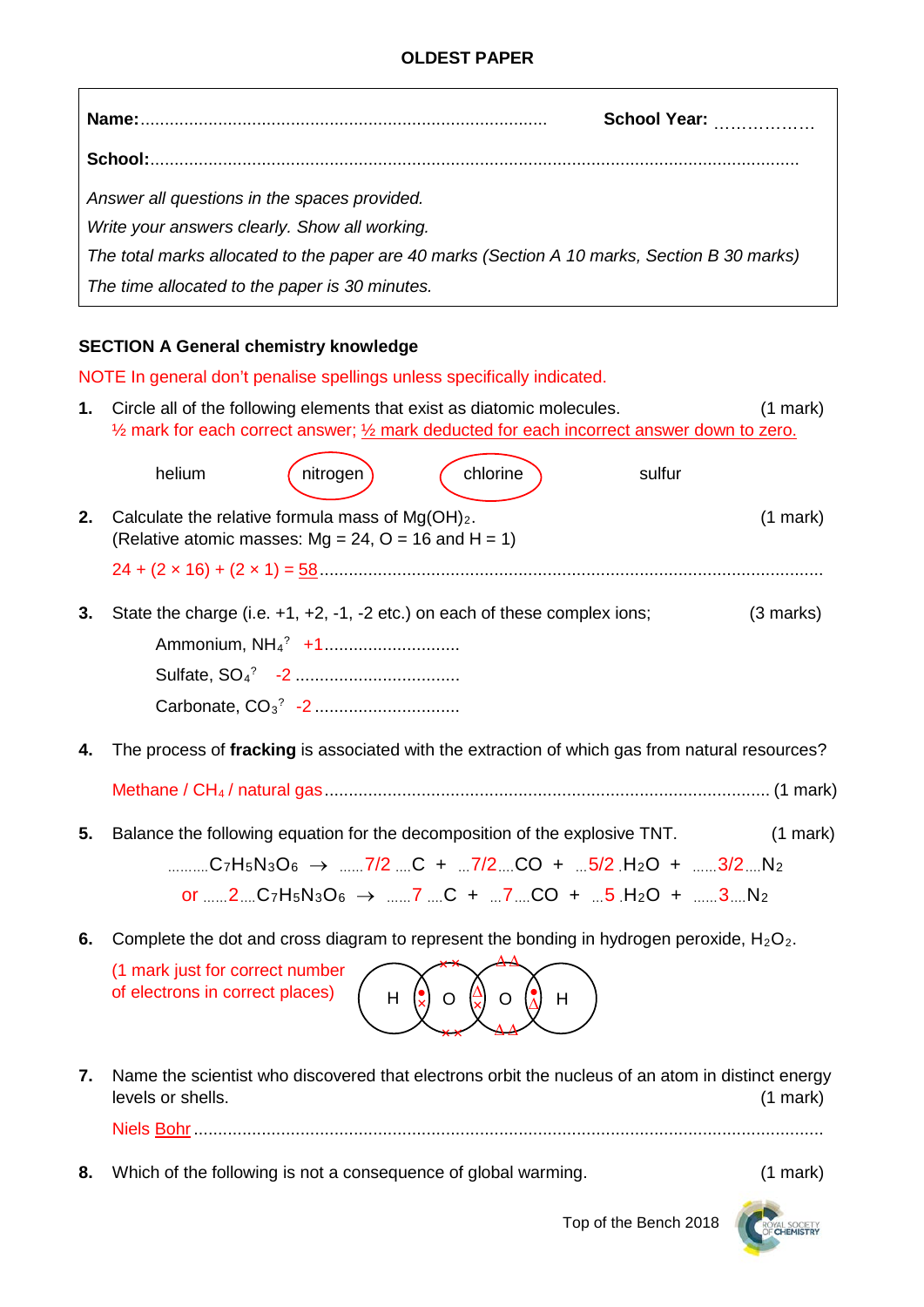**OLDEST PAPER**

**Name:**.................................................................................... **School Year:** ..................

**School:**....................................................................................................................................

*Answer all questions in the spaces provided.*

*Write your answers clearly. Show all working.*

*The total marks allocated to the paper are 40 marks (Section A 10 marks, Section B 30 marks)*

*The time allocated to the paper is 30 minutes.*

## SECTION A General chemistry knowledge

NOTE In general don't penalise spellings unless specifically indicated.

**1.** Circle all of the following elements that exist as diatomic molecules. (1 mark)
½ mark for each correct answer; ½ mark deducted for each incorrect answer down to zero.

helium &nbsp;&nbsp;&nbsp; (nitrogen) &nbsp;&nbsp;&nbsp; (chlorine) &nbsp;&nbsp;&nbsp; sulfur

**2.** Calculate the relative formula mass of $Mg(OH)_2$. (1 mark)
(Relative atomic masses: Mg = 24, O = 16 and H = 1)

$24 + (2 \times 16) + (2 \times 1) = 58$ ..........................................................................................

**3.** State the charge (i.e. +1, +2, -1, -2 etc.) on each of these complex ions; (3 marks)

Ammonium, $NH_4^?$ &nbsp; +1............................

Sulfate, $SO_4^?$ &nbsp; -2 ..................................

Carbonate, $CO_3^?$ &nbsp; -2 ..............................

**4.** The process of **fracking** is associated with the extraction of which gas from natural resources?

Methane / $CH_4$ / natural gas.......................................................................................... (1 mark)

**5.** Balance the following equation for the decomposition of the explosive TNT. (1 mark)

$$\ldots C_7H_5N_3O_6 \rightarrow \ldots 7/2 \ldots C + \ldots 7/2 \ldots CO + \ldots 5/2 \ldots H_2O + \ldots 3/2 \ldots N_2$$

or $$\ldots 2 \ldots C_7H_5N_3O_6 \rightarrow \ldots 7 \ldots C + \ldots 7 \ldots CO + \ldots 5 \ldots H_2O + \ldots 3 \ldots N_2$$

**6.** Complete the dot and cross diagram to represent the bonding in hydrogen peroxide, $H_2O_2$.

(1 mark just for correct number of electrons in correct places)

[Dot and cross diagram: H – O – O – H with shared pairs between each H and O and between the two O atoms, and two lone pairs on each O]

**7.** Name the scientist who discovered that electrons orbit the nucleus of an atom in distinct energy levels or shells. (1 mark)

Niels Bohr ........................................................................................................................

**8.** Which of the following is not a consequence of global warming. (1 mark)

Top of the Bench 2018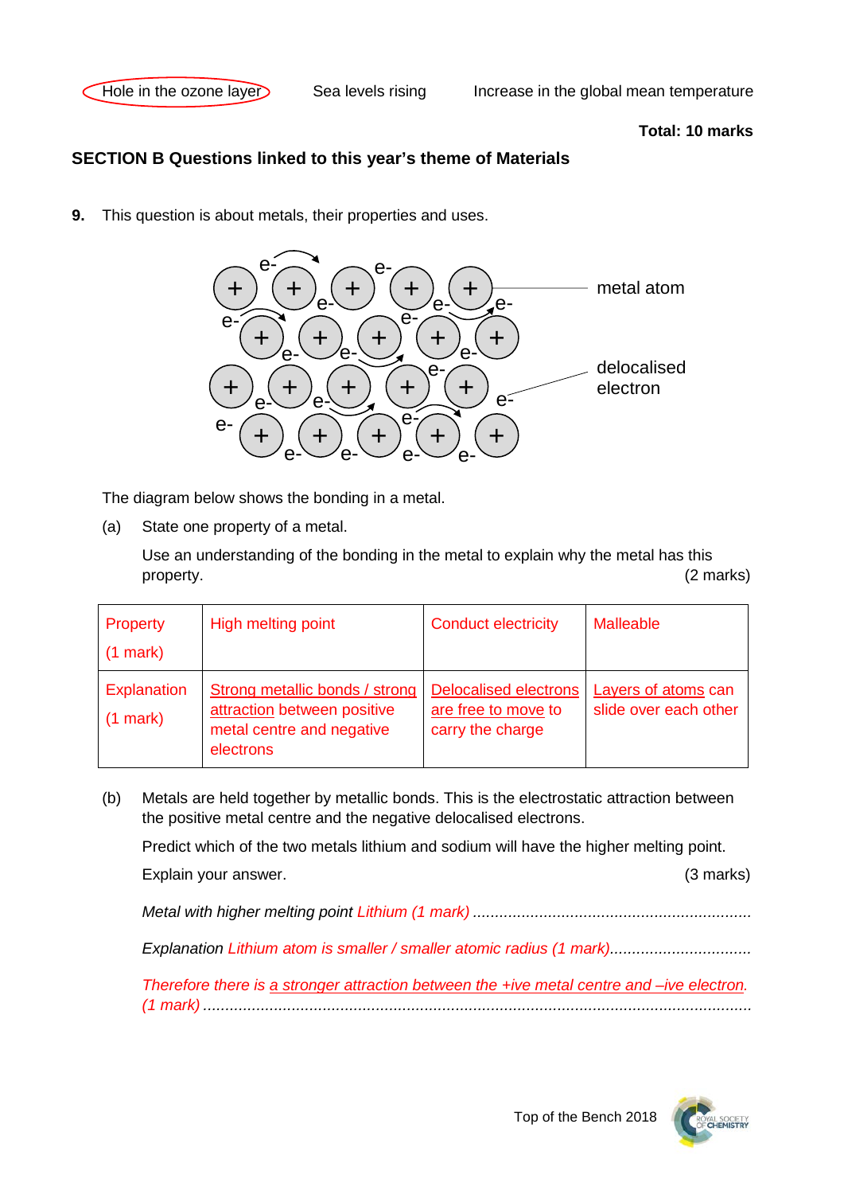Hole in the ozone layer    Sea levels rising    Increase in the global mean temperature

**Total: 10 marks**

## SECTION B Questions linked to this year's theme of Materials

**9.** This question is about metals, their properties and uses.

The diagram below shows the bonding in a metal.

(a) State one property of a metal.

Use an understanding of the bonding in the metal to explain why the metal has this property. (2 marks)

| Property (1 mark) | High melting point | Conduct electricity | Malleable |
|---|---|---|---|
| Explanation (1 mark) | Strong metallic bonds / strong attraction between positive metal centre and negative electrons | Delocalised electrons are free to move to carry the charge | Layers of atoms can slide over each other |

(b) Metals are held together by metallic bonds. This is the electrostatic attraction between the positive metal centre and the negative delocalised electrons.

Predict which of the two metals lithium and sodium will have the higher melting point.

Explain your answer. (3 marks)

*Metal with higher melting point* *Lithium (1 mark)* ...............................................................

*Explanation* *Lithium atom is smaller / smaller atomic radius (1 mark)*................................

*Therefore there is a stronger attraction between the +ive metal centre and –ive electron. (1 mark)* ...........................................................................................................................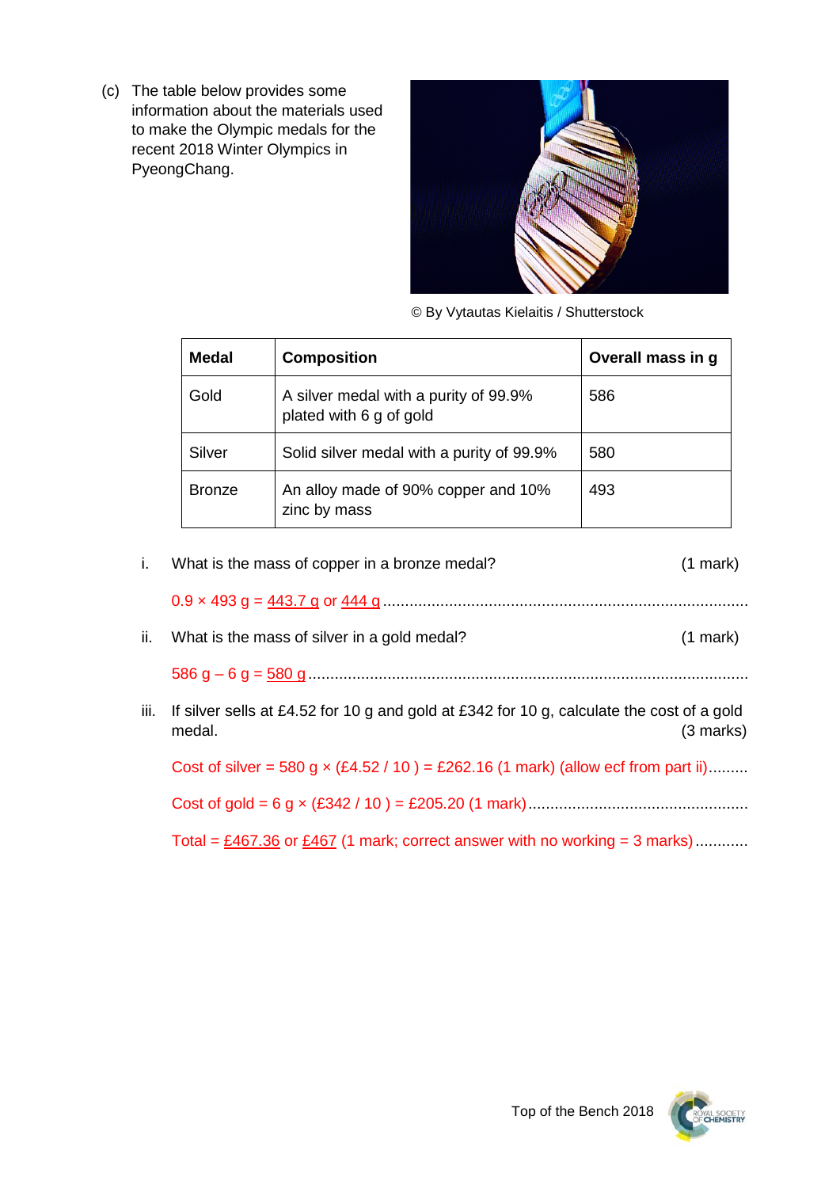(c) The table below provides some information about the materials used to make the Olympic medals for the recent 2018 Winter Olympics in PyeongChang.

© By Vytautas Kielaitis / Shutterstock

| Medal | Composition | Overall mass in g |
|---|---|---|
| Gold | A silver medal with a purity of 99.9% plated with 6 g of gold | 586 |
| Silver | Solid silver medal with a purity of 99.9% | 580 |
| Bronze | An alloy made of 90% copper and 10% zinc by mass | 493 |

i. What is the mass of copper in a bronze medal? (1 mark)

$0.9 \times 493$ g = 443.7 g or 444 g

ii. What is the mass of silver in a gold medal? (1 mark)

586 g – 6 g = 580 g

iii. If silver sells at £4.52 for 10 g and gold at £342 for 10 g, calculate the cost of a gold medal. (3 marks)

Cost of silver = 580 g × (£4.52 / 10 ) = £262.16 (1 mark) (allow ecf from part ii)

Cost of gold = 6 g × (£342 / 10 ) = £205.20 (1 mark)

Total = £467.36 or £467 (1 mark; correct answer with no working = 3 marks)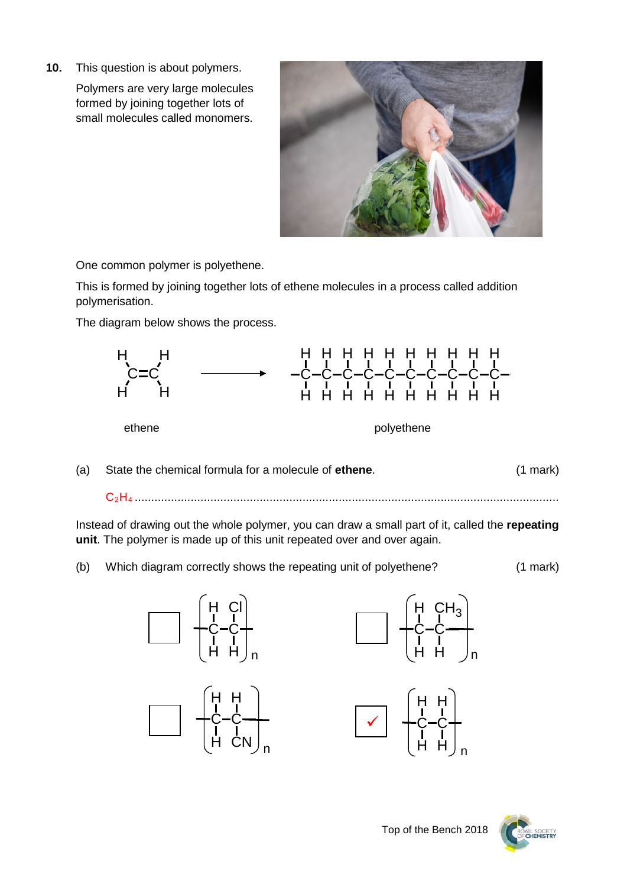**10.** This question is about polymers.

Polymers are very large molecules formed by joining together lots of small molecules called monomers.

One common polymer is polyethene.

This is formed by joining together lots of ethene molecules in a process called addition polymerisation.

The diagram below shows the process.

ethene → polyethene

(a) State the chemical formula for a molecule of **ethene**. (1 mark)

$C_2H_4$ ........................................................................................................................

Instead of drawing out the whole polymer, you can draw a small part of it, called the **repeating unit**. The polymer is made up of this unit repeated over and over again.

(b) Which diagram correctly shows the repeating unit of polyethene? (1 mark)

- [ ] $-[CH_2-CHCl]_n-$
- [ ] $-[CH_2-CH(CH_3)]_n-$
- [ ] $-[CH_2-CH(CN)]_n-$
- [x] $-[CH_2-CH_2]_n-$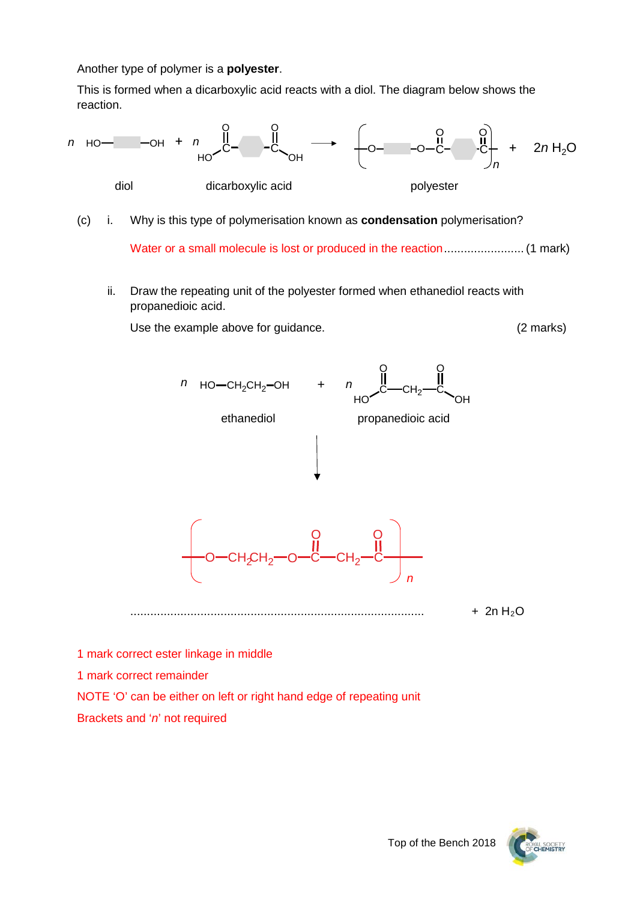Another type of polymer is a **polyester**.

This is formed when a dicarboxylic acid reacts with a diol. The diagram below shows the reaction.

$$n\ HO{-}\square{-}OH + n\ HO{-}\overset{O}{\overset{\|}{C}}{-}\square{-}\overset{O}{\overset{\|}{C}}{-}OH \longrightarrow \left[{-}O{-}\square{-}O{-}\overset{O}{\overset{\|}{C}}{-}\square{-}\overset{O}{\overset{\|}{C}}{-}\right]_n + 2n\ H_2O$$

diol — dicarboxylic acid — polyester

(c) i. Why is this type of polymerisation known as **condensation** polymerisation?

Water or a small molecule is lost or produced in the reaction........................ (1 mark)

ii. Draw the repeating unit of the polyester formed when ethanediol reacts with propanedioic acid.

Use the example above for guidance. (2 marks)

$$n\ HO{-}CH_2CH_2{-}OH + n\ HO{-}\overset{O}{\overset{\|}{C}}{-}CH_2{-}\overset{O}{\overset{\|}{C}}{-}OH$$

ethanediol — propanedioic acid

$$\downarrow$$

$$\left[{-}O{-}CH_2CH_2{-}O{-}\overset{O}{\overset{\|}{C}}{-}CH_2{-}\overset{O}{\overset{\|}{C}}{-}\right]_n$$

........................................................................................ $+\ 2n\ H_2O$

1 mark correct ester linkage in middle

1 mark correct remainder

NOTE 'O' can be either on left or right hand edge of repeating unit

Brackets and '*n*' not required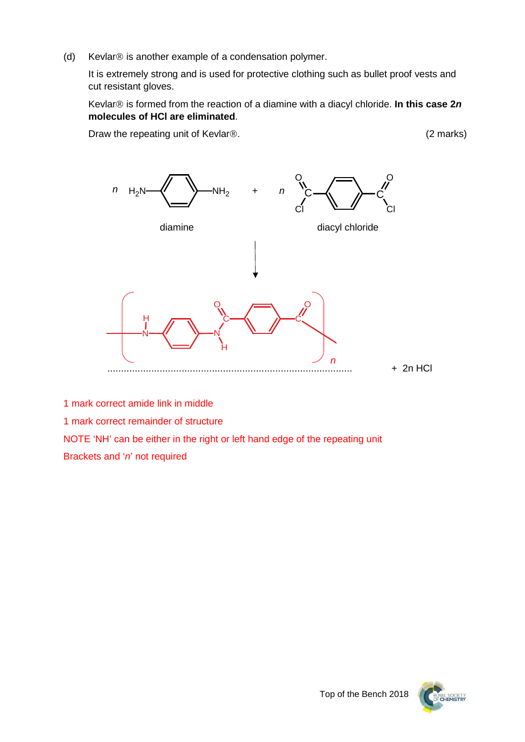(d) Kevlar® is another example of a condensation polymer.

It is extremely strong and is used for protective clothing such as bullet proof vests and cut resistant gloves.

Kevlar® is formed from the reaction of a diamine with a diacyl chloride. **In this case 2*n* molecules of HCl are eliminated**.

Draw the repeating unit of Kevlar®. (2 marks)

*n* $H_2N$–C₆H₄–$NH_2$ + *n* ClOC–C₆H₄–COCl

diamine   diacyl chloride

↓

[ –NH–C₆H₄–NH–CO–C₆H₄–CO– ]*n* + 2n HCl

1 mark correct amide link in middle

1 mark correct remainder of structure

NOTE 'NH' can be either in the right or left hand edge of the repeating unit

Brackets and '*n*' not required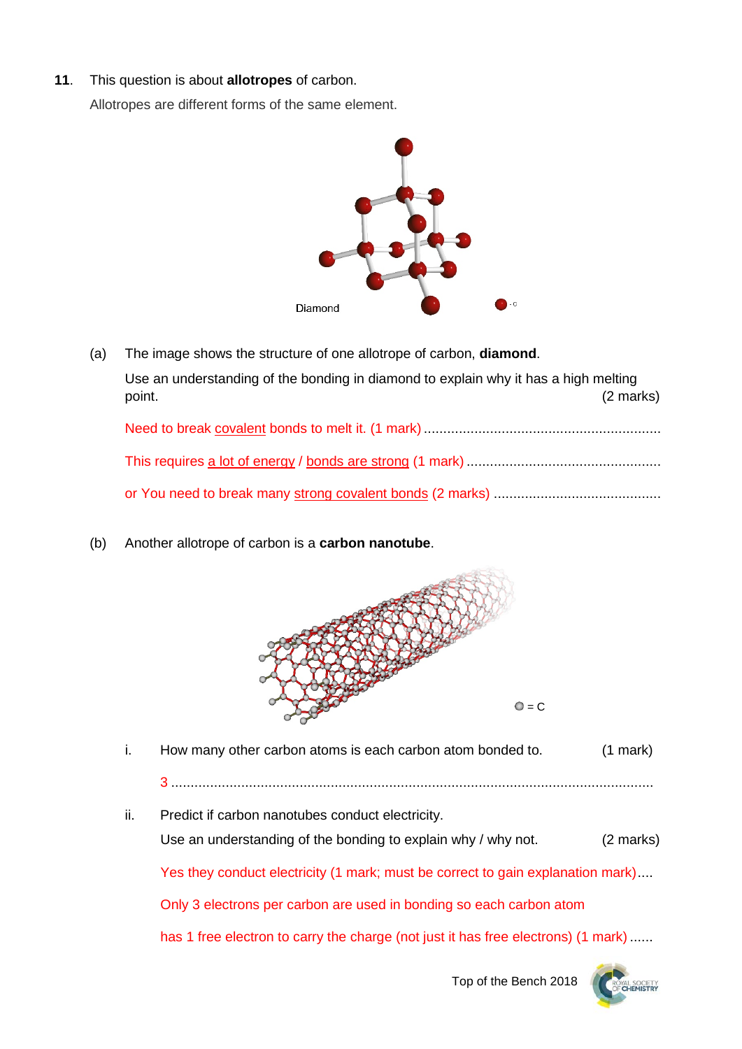**11**. This question is about **allotropes** of carbon.

Allotropes are different forms of the same element.

Diamond

(a) The image shows the structure of one allotrope of carbon, **diamond**.

Use an understanding of the bonding in diamond to explain why it has a high melting point. (2 marks)

Need to break covalent bonds to melt it. (1 mark) .............................................................

This requires a lot of energy / bonds are strong (1 mark) .................................................

or You need to break many strong covalent bonds (2 marks) ..........................................

(b) Another allotrope of carbon is a **carbon nanotube**.

= C

i. How many other carbon atoms is each carbon atom bonded to. (1 mark)

3 ............................................................................................................................

ii. Predict if carbon nanotubes conduct electricity.

Use an understanding of the bonding to explain why / why not. (2 marks)

Yes they conduct electricity (1 mark; must be correct to gain explanation mark)....

Only 3 electrons per carbon are used in bonding so each carbon atom

has 1 free electron to carry the charge (not just it has free electrons) (1 mark) ......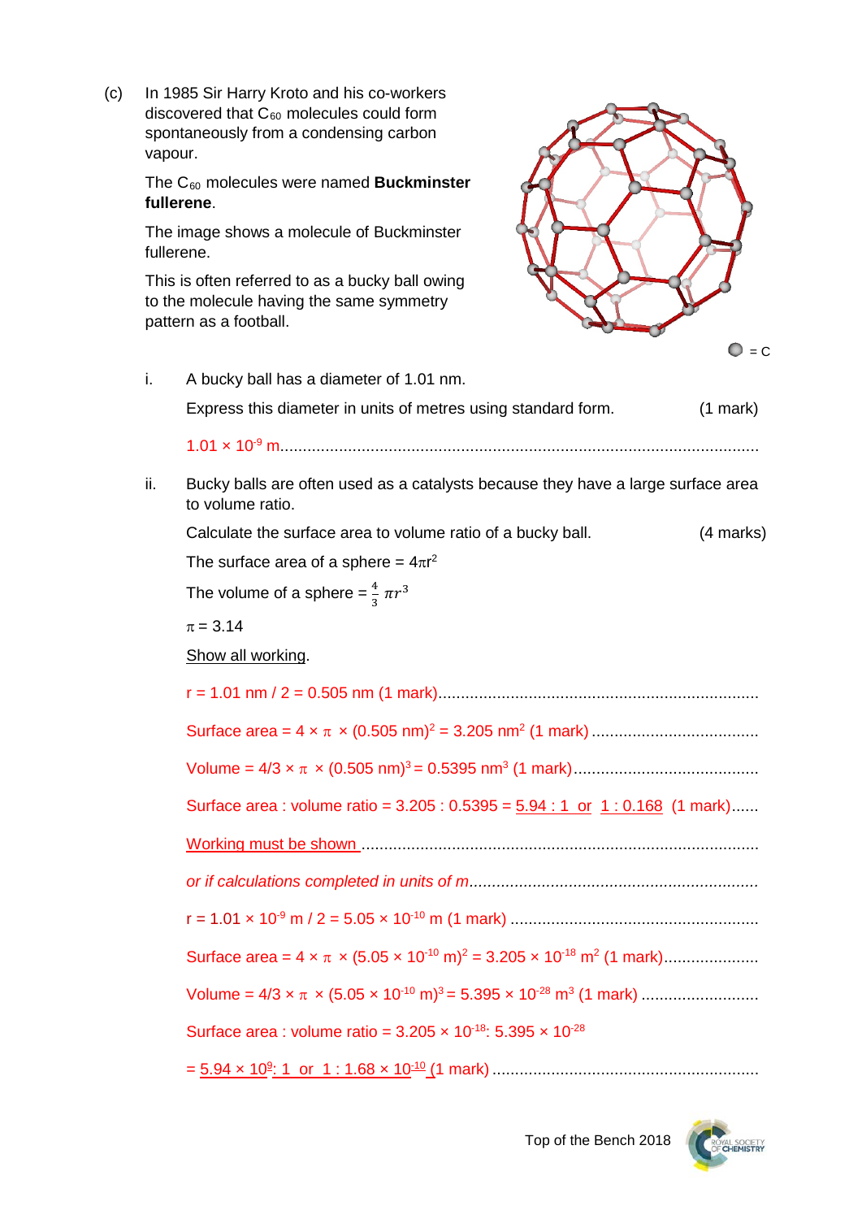(c) In 1985 Sir Harry Kroto and his co-workers discovered that $C_{60}$ molecules could form spontaneously from a condensing carbon vapour.

The $C_{60}$ molecules were named **Buckminster fullerene**.

The image shows a molecule of Buckminster fullerene.

This is often referred to as a bucky ball owing to the molecule having the same symmetry pattern as a football.

= C

i. A bucky ball has a diameter of 1.01 nm.

Express this diameter in units of metres using standard form. (1 mark)

$1.01 \times 10^{-9}$ m

ii. Bucky balls are often used as a catalysts because they have a large surface area to volume ratio.

Calculate the surface area to volume ratio of a bucky ball. (4 marks)

The surface area of a sphere = $4\pi r^2$

The volume of a sphere = $\frac{4}{3}\pi r^3$

$\pi = 3.14$

Show all working.

r = 1.01 nm / 2 = 0.505 nm (1 mark)

Surface area = $4 \times \pi \times (0.505\ \text{nm})^2 = 3.205\ \text{nm}^2$ (1 mark)

Volume = $4/3 \times \pi \times (0.505\ \text{nm})^3 = 0.5395\ \text{nm}^3$ (1 mark)

Surface area : volume ratio = 3.205 : 0.5395 = 5.94 : 1 or 1 : 0.168 (1 mark)

Working must be shown

*or if calculations completed in units of m*

r = $1.01 \times 10^{-9}$ m / 2 = $5.05 \times 10^{-10}$ m (1 mark)

Surface area = $4 \times \pi \times (5.05 \times 10^{-10}\ \text{m})^2 = 3.205 \times 10^{-18}\ \text{m}^2$ (1 mark)

Volume = $4/3 \times \pi \times (5.05 \times 10^{-10}\ \text{m})^3 = 5.395 \times 10^{-28}\ \text{m}^3$ (1 mark)

Surface area : volume ratio = $3.205 \times 10^{-18}$ : $5.395 \times 10^{-28}$

= $5.94 \times 10^{9}$ : 1 or 1 : $1.68 \times 10^{-10}$ (1 mark)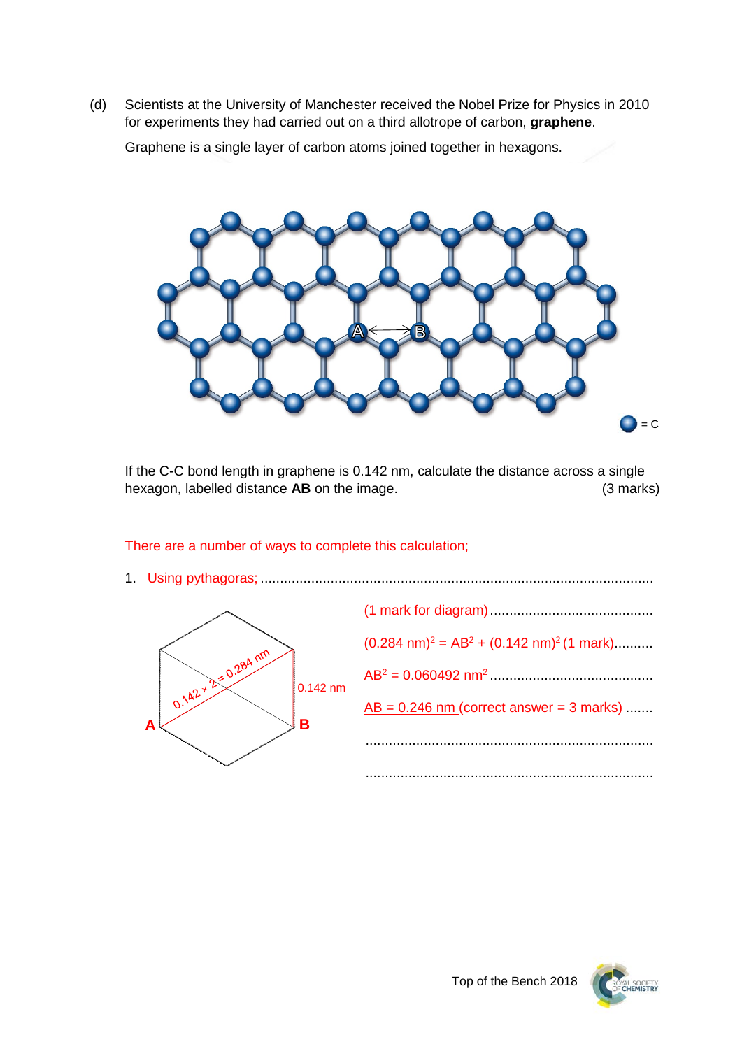(d) Scientists at the University of Manchester received the Nobel Prize for Physics in 2010 for experiments they had carried out on a third allotrope of carbon, **graphene**.

Graphene is a single layer of carbon atoms joined together in hexagons.

If the C-C bond length in graphene is 0.142 nm, calculate the distance across a single hexagon, labelled distance **AB** on the image. (3 marks)

There are a number of ways to complete this calculation;

1. Using pythagoras;

(1 mark for diagram)

$(0.284 \text{ nm})^2 = AB^2 + (0.142 \text{ nm})^2$ (1 mark)

$AB^2 = 0.060492 \text{ nm}^2$

AB = 0.246 nm (correct answer = 3 marks)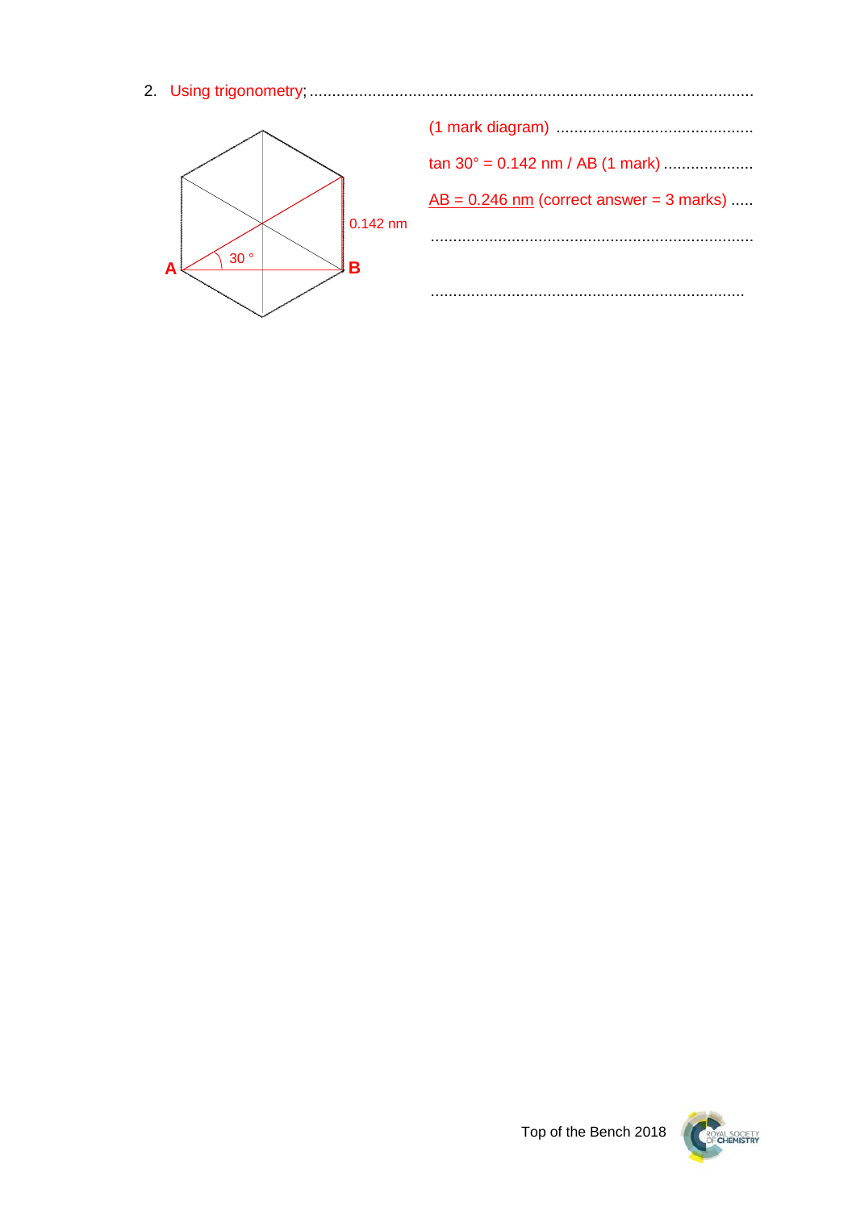2. Using trigonometry;

0.142 nm

30 °

A

B

(1 mark diagram)

tan 30° = 0.142 nm / AB (1 mark)

AB = 0.246 nm (correct answer = 3 marks)